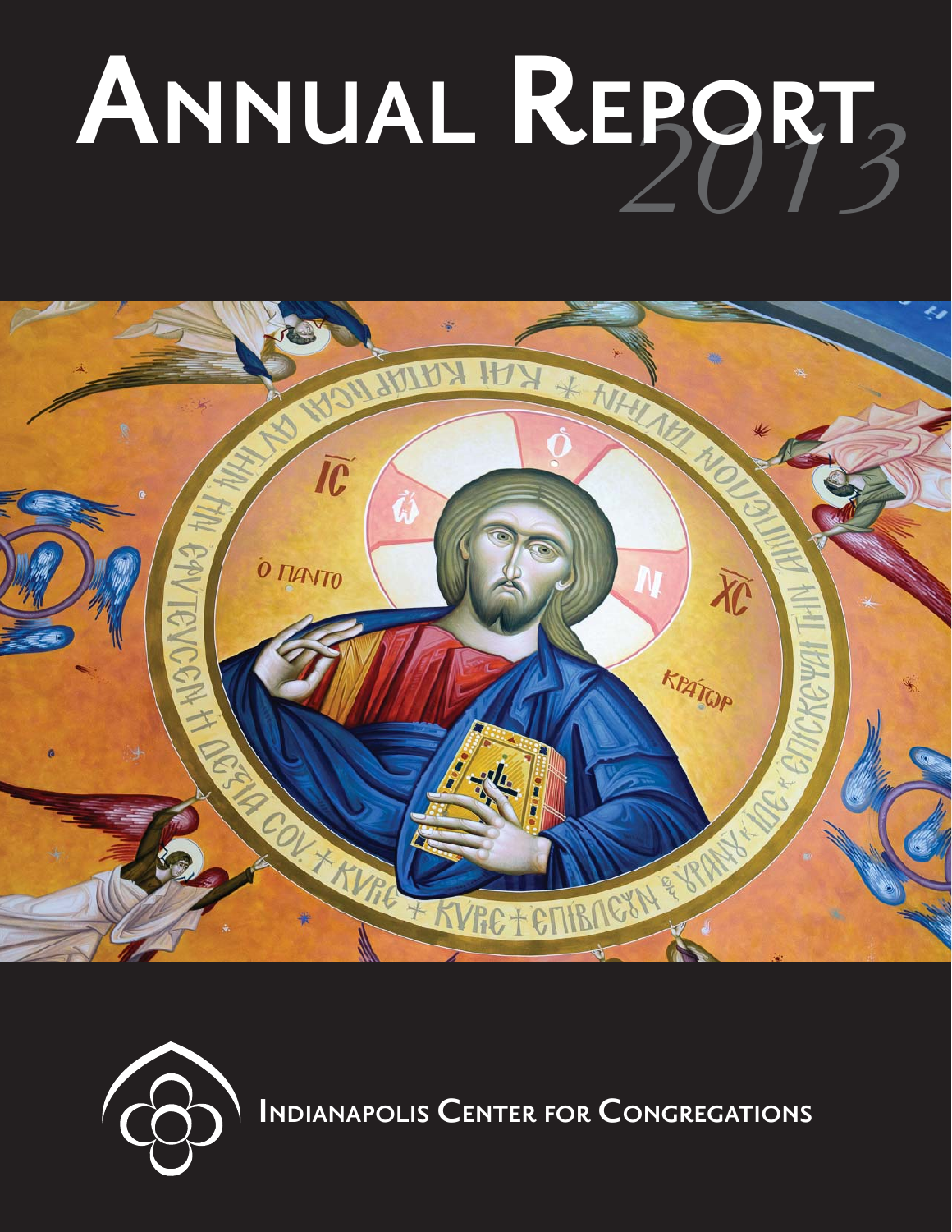# Annual Report 2013

Indianapolis Center for Congregations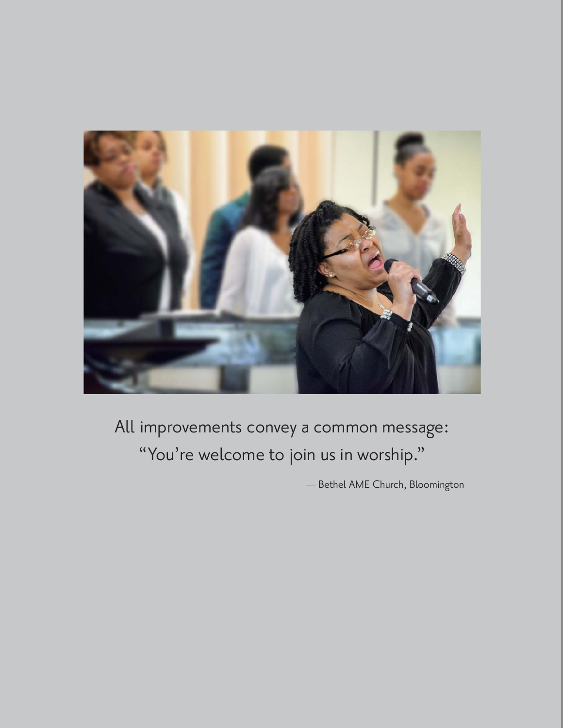All improvements convey a common message:
"You're welcome to join us in worship."

— Bethel AME Church, Bloomington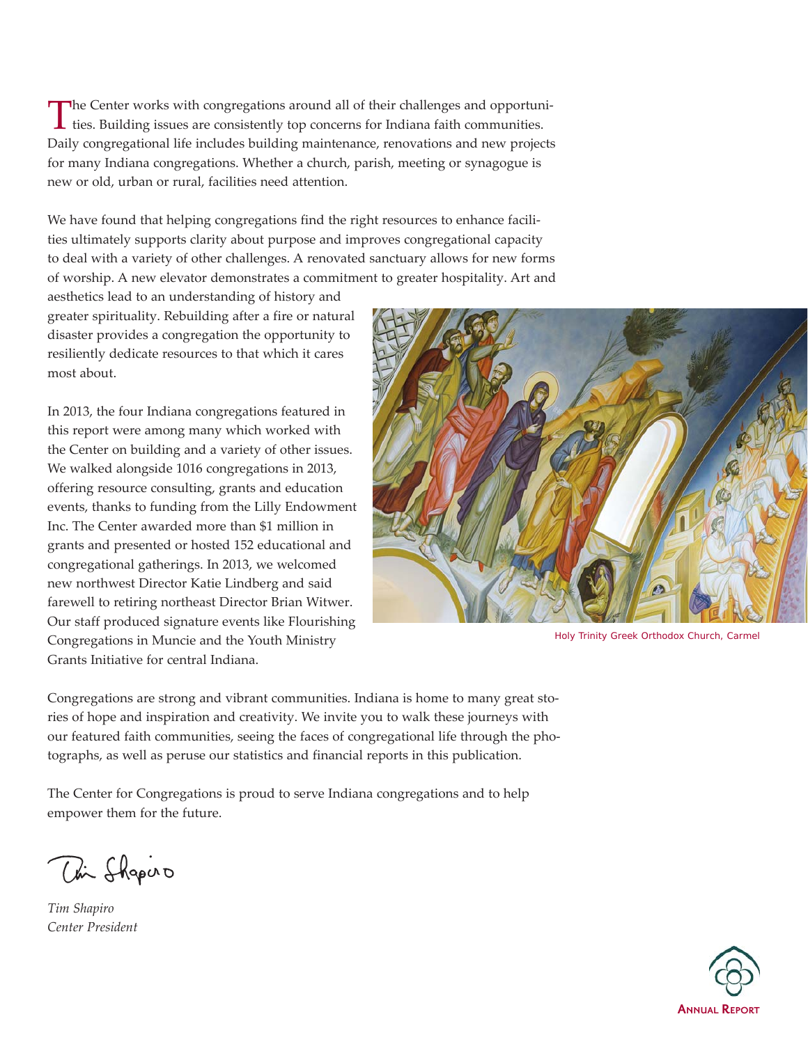The Center works with congregations around all of their challenges and opportunities. Building issues are consistently top concerns for Indiana faith communities. Daily congregational life includes building maintenance, renovations and new projects for many Indiana congregations. Whether a church, parish, meeting or synagogue is new or old, urban or rural, facilities need attention.

We have found that helping congregations find the right resources to enhance facilities ultimately supports clarity about purpose and improves congregational capacity to deal with a variety of other challenges. A renovated sanctuary allows for new forms of worship. A new elevator demonstrates a commitment to greater hospitality. Art and aesthetics lead to an understanding of history and greater spirituality. Rebuilding after a fire or natural disaster provides a congregation the opportunity to resiliently dedicate resources to that which it cares most about.

In 2013, the four Indiana congregations featured in this report were among many which worked with the Center on building and a variety of other issues. We walked alongside 1016 congregations in 2013, offering resource consulting, grants and education events, thanks to funding from the Lilly Endowment Inc. The Center awarded more than $1 million in grants and presented or hosted 152 educational and congregational gatherings. In 2013, we welcomed new northwest Director Katie Lindberg and said farewell to retiring northeast Director Brian Witwer. Our staff produced signature events like Flourishing Congregations in Muncie and the Youth Ministry Grants Initiative for central Indiana.

Holy Trinity Greek Orthodox Church, Carmel

Congregations are strong and vibrant communities. Indiana is home to many great stories of hope and inspiration and creativity. We invite you to walk these journeys with our featured faith communities, seeing the faces of congregational life through the photographs, as well as peruse our statistics and financial reports in this publication.

The Center for Congregations is proud to serve Indiana congregations and to help empower them for the future.

*Tim Shapiro*
*Center President*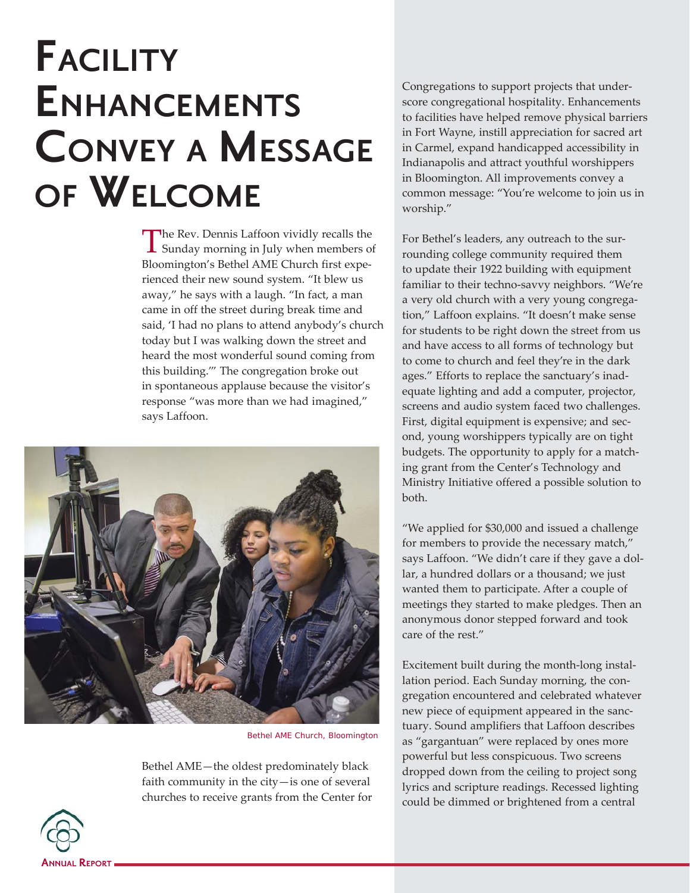# Facility Enhancements Convey a Message of Welcome

The Rev. Dennis Laffoon vividly recalls the Sunday morning in July when members of Bloomington's Bethel AME Church first experienced their new sound system. "It blew us away," he says with a laugh. "In fact, a man came in off the street during break time and said, 'I had no plans to attend anybody's church today but I was walking down the street and heard the most wonderful sound coming from this building.'" The congregation broke out in spontaneous applause because the visitor's response "was more than we had imagined," says Laffoon.

Bethel AME Church, Bloomington

Bethel AME—the oldest predominately black faith community in the city—is one of several churches to receive grants from the Center for Congregations to support projects that underscore congregational hospitality. Enhancements to facilities have helped remove physical barriers in Fort Wayne, instill appreciation for sacred art in Carmel, expand handicapped accessibility in Indianapolis and attract youthful worshippers in Bloomington. All improvements convey a common message: "You're welcome to join us in worship."

For Bethel's leaders, any outreach to the surrounding college community required them to update their 1922 building with equipment familiar to their techno-savvy neighbors. "We're a very old church with a very young congregation," Laffoon explains. "It doesn't make sense for students to be right down the street from us and have access to all forms of technology but to come to church and feel they're in the dark ages." Efforts to replace the sanctuary's inadequate lighting and add a computer, projector, screens and audio system faced two challenges. First, digital equipment is expensive; and second, young worshippers typically are on tight budgets. The opportunity to apply for a matching grant from the Center's Technology and Ministry Initiative offered a possible solution to both.

"We applied for $30,000 and issued a challenge for members to provide the necessary match," says Laffoon. "We didn't care if they gave a dollar, a hundred dollars or a thousand; we just wanted them to participate. After a couple of meetings they started to make pledges. Then an anonymous donor stepped forward and took care of the rest."

Excitement built during the month-long installation period. Each Sunday morning, the congregation encountered and celebrated whatever new piece of equipment appeared in the sanctuary. Sound amplifiers that Laffoon describes as "gargantuan" were replaced by ones more powerful but less conspicuous. Two screens dropped down from the ceiling to project song lyrics and scripture readings. Recessed lighting could be dimmed or brightened from a central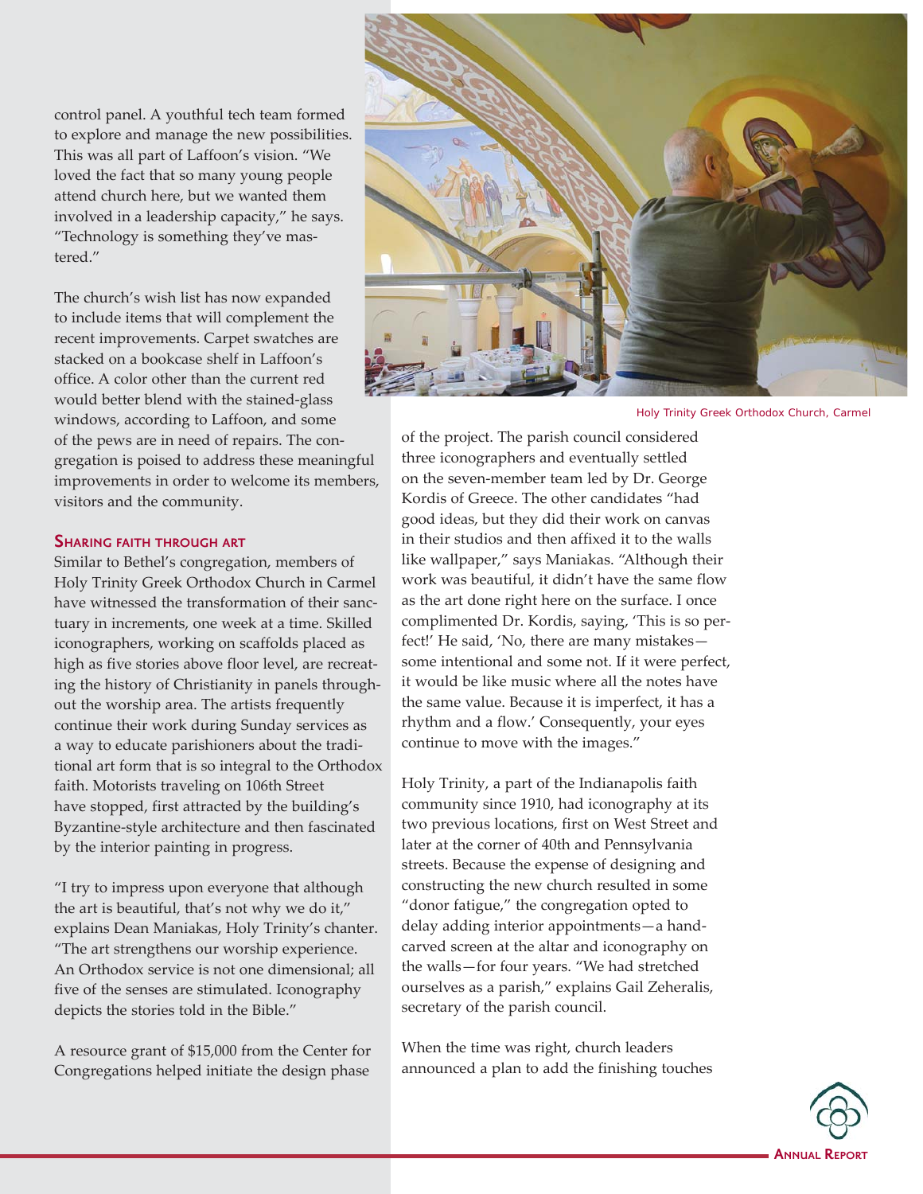control panel. A youthful tech team formed to explore and manage the new possibilities. This was all part of Laffoon's vision. "We loved the fact that so many young people attend church here, but we wanted them involved in a leadership capacity," he says. "Technology is something they've mastered."

The church's wish list has now expanded to include items that will complement the recent improvements. Carpet swatches are stacked on a bookcase shelf in Laffoon's office. A color other than the current red would better blend with the stained-glass windows, according to Laffoon, and some of the pews are in need of repairs. The congregation is poised to address these meaningful improvements in order to welcome its members, visitors and the community.

## Sharing faith through art

Similar to Bethel's congregation, members of Holy Trinity Greek Orthodox Church in Carmel have witnessed the transformation of their sanctuary in increments, one week at a time. Skilled iconographers, working on scaffolds placed as high as five stories above floor level, are recreating the history of Christianity in panels throughout the worship area. The artists frequently continue their work during Sunday services as a way to educate parishioners about the traditional art form that is so integral to the Orthodox faith. Motorists traveling on 106th Street have stopped, first attracted by the building's Byzantine-style architecture and then fascinated by the interior painting in progress.

"I try to impress upon everyone that although the art is beautiful, that's not why we do it," explains Dean Maniakas, Holy Trinity's chanter. "The art strengthens our worship experience. An Orthodox service is not one dimensional; all five of the senses are stimulated. Iconography depicts the stories told in the Bible."

A resource grant of $15,000 from the Center for Congregations helped initiate the design phase of the project. The parish council considered three iconographers and eventually settled on the seven-member team led by Dr. George Kordis of Greece. The other candidates "had good ideas, but they did their work on canvas in their studios and then affixed it to the walls like wallpaper," says Maniakas. "Although their work was beautiful, it didn't have the same flow as the art done right here on the surface. I once complimented Dr. Kordis, saying, 'This is so perfect!' He said, 'No, there are many mistakes—some intentional and some not. If it were perfect, it would be like music where all the notes have the same value. Because it is imperfect, it has a rhythm and a flow.' Consequently, your eyes continue to move with the images."

Holy Trinity Greek Orthodox Church, Carmel

Holy Trinity, a part of the Indianapolis faith community since 1910, had iconography at its two previous locations, first on West Street and later at the corner of 40th and Pennsylvania streets. Because the expense of designing and constructing the new church resulted in some "donor fatigue," the congregation opted to delay adding interior appointments—a hand-carved screen at the altar and iconography on the walls—for four years. "We had stretched ourselves as a parish," explains Gail Zeheralis, secretary of the parish council.

When the time was right, church leaders announced a plan to add the finishing touches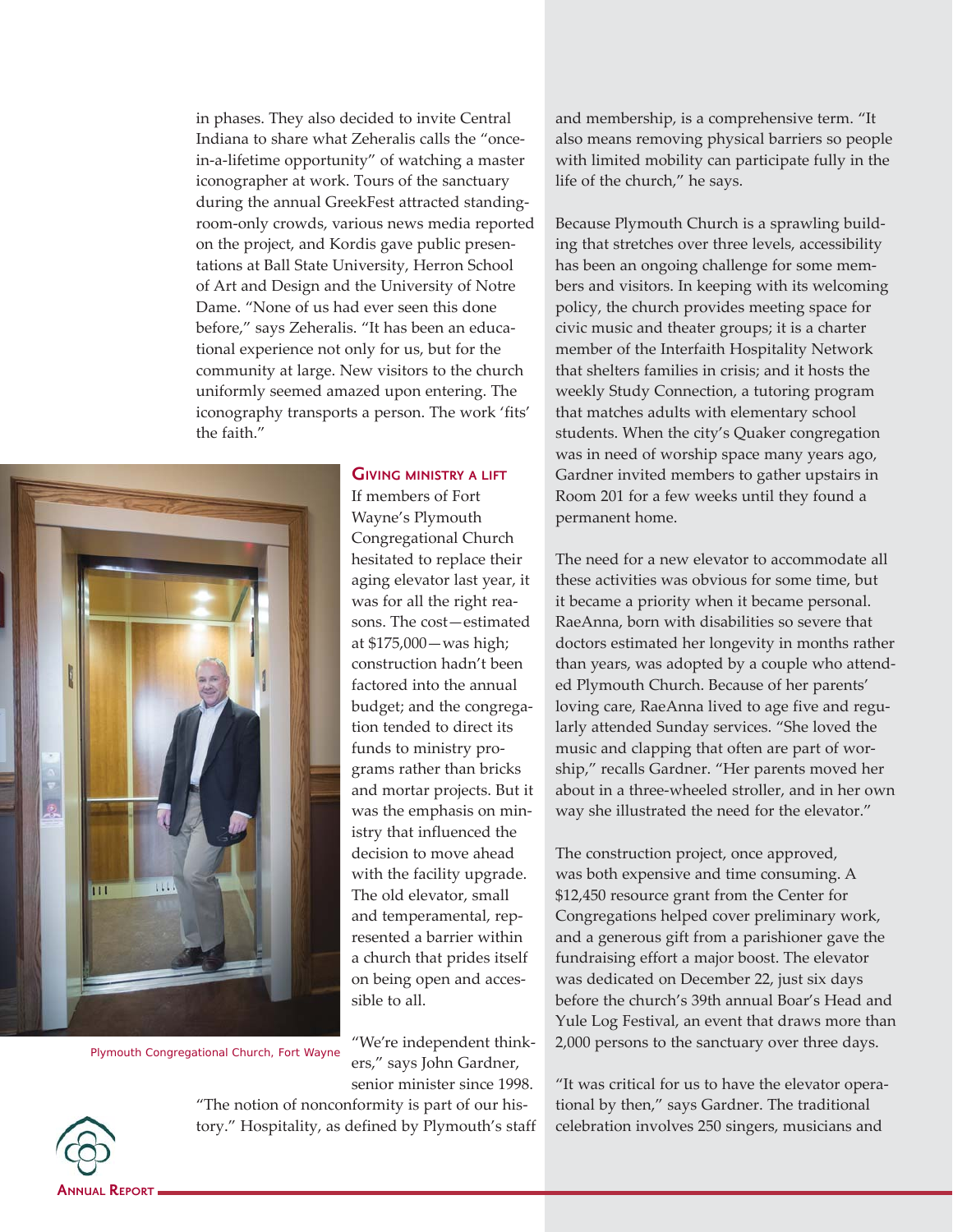in phases. They also decided to invite Central Indiana to share what Zeheralis calls the "once-in-a-lifetime opportunity" of watching a master iconographer at work. Tours of the sanctuary during the annual GreekFest attracted standing-room-only crowds, various news media reported on the project, and Kordis gave public presentations at Ball State University, Herron School of Art and Design and the University of Notre Dame. "None of us had ever seen this done before," says Zeheralis. "It has been an educational experience not only for us, but for the community at large. New visitors to the church uniformly seemed amazed upon entering. The iconography transports a person. The work 'fits' the faith."

Plymouth Congregational Church, Fort Wayne

## Giving ministry a lift

If members of Fort Wayne's Plymouth Congregational Church hesitated to replace their aging elevator last year, it was for all the right reasons. The cost—estimated at $175,000—was high; construction hadn't been factored into the annual budget; and the congregation tended to direct its funds to ministry programs rather than bricks and mortar projects. But it was the emphasis on ministry that influenced the decision to move ahead with the facility upgrade. The old elevator, small and temperamental, represented a barrier within a church that prides itself on being open and accessible to all.

"We're independent thinkers," says John Gardner, senior minister since 1998. "The notion of nonconformity is part of our history." Hospitality, as defined by Plymouth's staff and membership, is a comprehensive term. "It also means removing physical barriers so people with limited mobility can participate fully in the life of the church," he says.

Because Plymouth Church is a sprawling building that stretches over three levels, accessibility has been an ongoing challenge for some members and visitors. In keeping with its welcoming policy, the church provides meeting space for civic music and theater groups; it is a charter member of the Interfaith Hospitality Network that shelters families in crisis; and it hosts the weekly Study Connection, a tutoring program that matches adults with elementary school students. When the city's Quaker congregation was in need of worship space many years ago, Gardner invited members to gather upstairs in Room 201 for a few weeks until they found a permanent home.

The need for a new elevator to accommodate all these activities was obvious for some time, but it became a priority when it became personal. RaeAnna, born with disabilities so severe that doctors estimated her longevity in months rather than years, was adopted by a couple who attended Plymouth Church. Because of her parents' loving care, RaeAnna lived to age five and regularly attended Sunday services. "She loved the music and clapping that often are part of worship," recalls Gardner. "Her parents moved her about in a three-wheeled stroller, and in her own way she illustrated the need for the elevator."

The construction project, once approved, was both expensive and time consuming. A $12,450 resource grant from the Center for Congregations helped cover preliminary work, and a generous gift from a parishioner gave the fundraising effort a major boost. The elevator was dedicated on December 22, just six days before the church's 39th annual Boar's Head and Yule Log Festival, an event that draws more than 2,000 persons to the sanctuary over three days.

"It was critical for us to have the elevator operational by then," says Gardner. The traditional celebration involves 250 singers, musicians and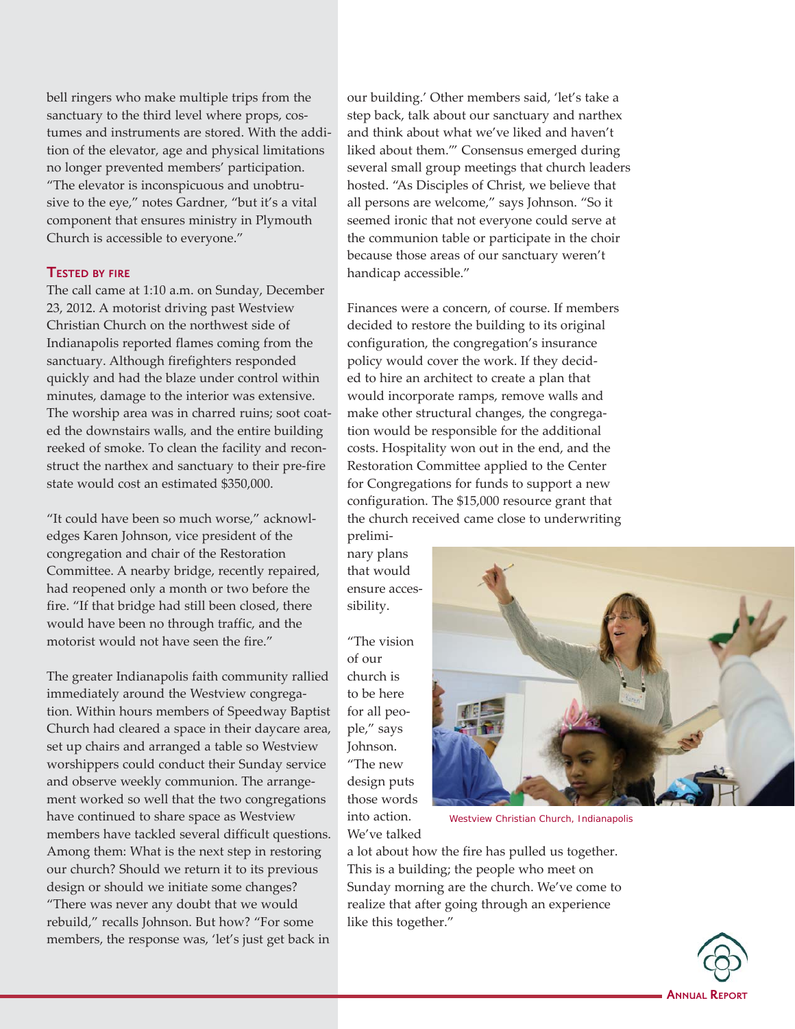bell ringers who make multiple trips from the sanctuary to the third level where props, costumes and instruments are stored. With the addition of the elevator, age and physical limitations no longer prevented members' participation. "The elevator is inconspicuous and unobtrusive to the eye," notes Gardner, "but it's a vital component that ensures ministry in Plymouth Church is accessible to everyone."

### Tested by Fire

The call came at 1:10 a.m. on Sunday, December 23, 2012. A motorist driving past Westview Christian Church on the northwest side of Indianapolis reported flames coming from the sanctuary. Although firefighters responded quickly and had the blaze under control within minutes, damage to the interior was extensive. The worship area was in charred ruins; soot coated the downstairs walls, and the entire building reeked of smoke. To clean the facility and reconstruct the narthex and sanctuary to their pre-fire state would cost an estimated $350,000.

"It could have been so much worse," acknowledges Karen Johnson, vice president of the congregation and chair of the Restoration Committee. A nearby bridge, recently repaired, had reopened only a month or two before the fire. "If that bridge had still been closed, there would have been no through traffic, and the motorist would not have seen the fire."

The greater Indianapolis faith community rallied immediately around the Westview congregation. Within hours members of Speedway Baptist Church had cleared a space in their daycare area, set up chairs and arranged a table so Westview worshippers could conduct their Sunday service and observe weekly communion. The arrangement worked so well that the two congregations have continued to share space as Westview members have tackled several difficult questions. Among them: What is the next step in restoring our church? Should we return it to its previous design or should we initiate some changes? "There was never any doubt that we would rebuild," recalls Johnson. But how? "For some members, the response was, 'let's just get back in our building.' Other members said, 'let's take a step back, talk about our sanctuary and narthex and think about what we've liked and haven't liked about them.'" Consensus emerged during several small group meetings that church leaders hosted. "As Disciples of Christ, we believe that all persons are welcome," says Johnson. "So it seemed ironic that not everyone could serve at the communion table or participate in the choir because those areas of our sanctuary weren't handicap accessible."

Finances were a concern, of course. If members decided to restore the building to its original configuration, the congregation's insurance policy would cover the work. If they decided to hire an architect to create a plan that would incorporate ramps, remove walls and make other structural changes, the congregation would be responsible for the additional costs. Hospitality won out in the end, and the Restoration Committee applied to the Center for Congregations for funds to support a new configuration. The $15,000 resource grant that the church received came close to underwriting preliminary plans that would ensure accessibility.

"The vision of our church is to be here for all people," says Johnson. "The new design puts those words into action. We've talked a lot about how the fire has pulled us together. This is a building; the people who meet on Sunday morning are the church. We've come to realize that after going through an experience like this together."

Westview Christian Church, Indianapolis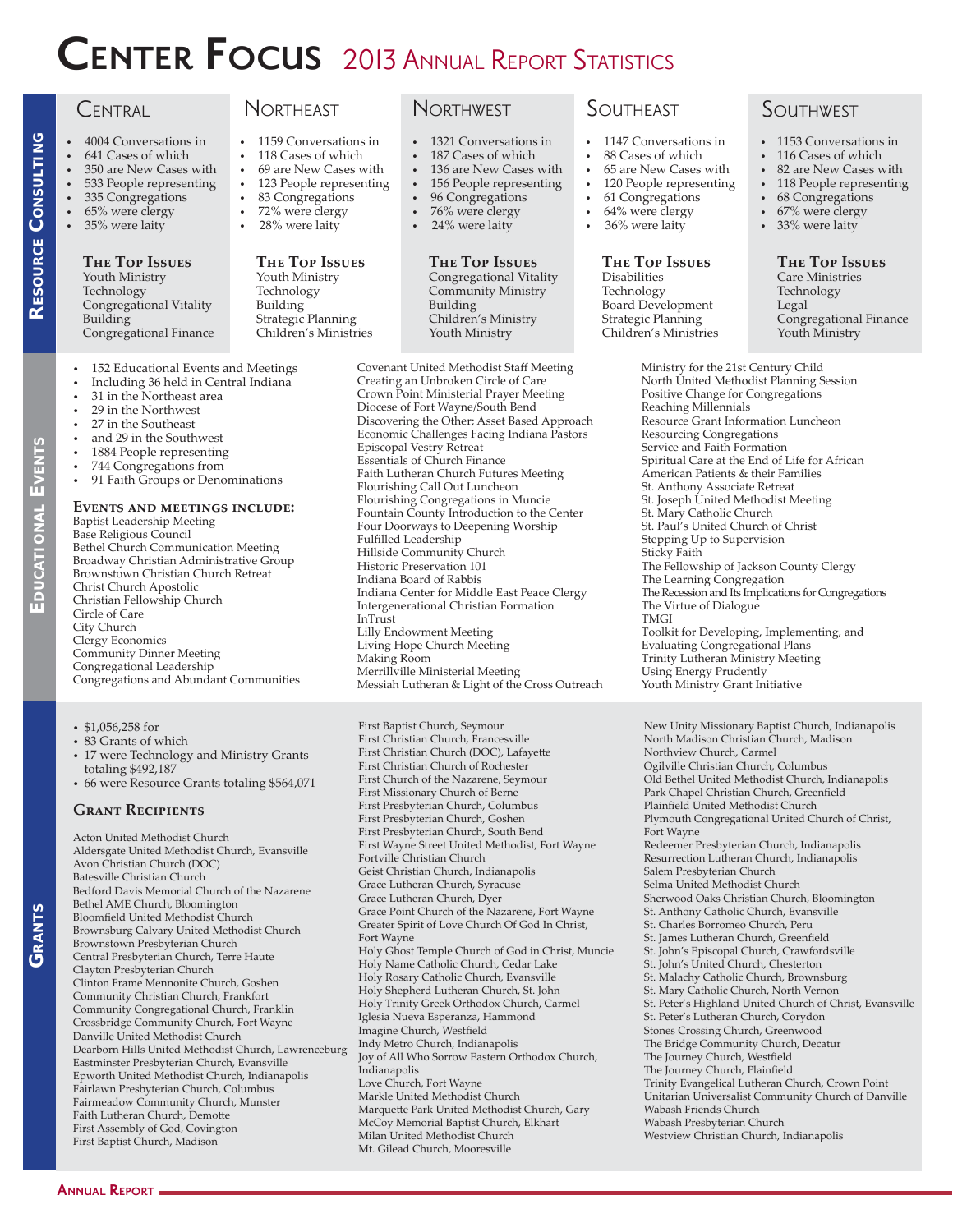# Center Focus 2013 Annual Report Statistics

## Resource Consulting

### Central

- 4004 Conversations in
- 641 Cases of which
- 350 are New Cases with
- 533 People representing
- 335 Congregations
- 65% were clergy
- 35% were laity

**The Top Issues**
Youth Ministry
Technology
Congregational Vitality
Building
Congregational Finance

### Northeast

- 1159 Conversations in
- 118 Cases of which
- 69 are New Cases with
- 123 People representing
- 83 Congregations
- 72% were clergy
- 28% were laity

**The Top Issues**
Youth Ministry
Technology
Building
Strategic Planning
Children's Ministries

### Northwest

- 1321 Conversations in
- 187 Cases of which
- 136 are New Cases with
- 156 People representing
- 96 Congregations
- 76% were clergy
- 24% were laity

**The Top Issues**
Congregational Vitality
Community Ministry
Building
Children's Ministry
Youth Ministry

### Southeast

- 1147 Conversations in
- 88 Cases of which
- 65 are New Cases with
- 120 People representing
- 61 Congregations
- 64% were clergy
- 36% were laity

**The Top Issues**
Disabilities
Technology
Board Development
Strategic Planning
Children's Ministries

### Southwest

- 1153 Conversations in
- 116 Cases of which
- 82 are New Cases with
- 118 People representing
- 68 Congregations
- 67% were clergy
- 33% were laity

**The Top Issues**
Care Ministries
Technology
Legal
Congregational Finance
Youth Ministry

## Educational Events

- 152 Educational Events and Meetings
- Including 36 held in Central Indiana
- 31 in the Northeast area
- 29 in the Northwest
- 27 in the Southeast
- and 29 in the Southwest
- 1884 People representing
- 744 Congregations from
- 91 Faith Groups or Denominations

### Events and meetings include:

Baptist Leadership Meeting
Base Religious Council
Bethel Church Communication Meeting
Broadway Christian Administrative Group
Brownstown Christian Church Retreat
Christ Church Apostolic
Christian Fellowship Church
Circle of Care
City Church
Clergy Economics
Community Dinner Meeting
Congregational Leadership
Congregations and Abundant Communities
Covenant United Methodist Staff Meeting
Creating an Unbroken Circle of Care
Crown Point Ministerial Prayer Meeting
Diocese of Fort Wayne/South Bend
Discovering the Other; Asset Based Approach
Economic Challenges Facing Indiana Pastors
Episcopal Vestry Retreat
Essentials of Church Finance
Faith Lutheran Church Futures Meeting
Flourishing Call Out Luncheon
Flourishing Congregations in Muncie
Fountain County Introduction to the Center
Four Doorways to Deepening Worship
Fulfilled Leadership
Hillside Community Church
Historic Preservation 101
Indiana Board of Rabbis
Indiana Center for Middle East Peace Clergy
Intergenerational Christian Formation
InTrust
Lilly Endowment Meeting
Living Hope Church Meeting
Making Room
Merrillville Ministerial Meeting
Messiah Lutheran & Light of the Cross Outreach
Ministry for the 21st Century Child
North United Methodist Planning Session
Positive Change for Congregations
Reaching Millennials
Resource Grant Information Luncheon
Resourcing Congregations
Service and Faith Formation
Spiritual Care at the End of Life for African American Patients & their Families
St. Anthony Associate Retreat
St. Joseph United Methodist Meeting
St. Mary Catholic Church
St. Paul's United Church of Christ
Stepping Up to Supervision
Sticky Faith
The Fellowship of Jackson County Clergy
The Learning Congregation
The Recession and Its Implications for Congregations
The Virtue of Dialogue
TMGI
Toolkit for Developing, Implementing, and Evaluating Congregational Plans
Trinity Lutheran Ministry Meeting
Using Energy Prudently
Youth Ministry Grant Initiative

## Grants

- $1,056,258 for
- 83 Grants of which
- 17 were Technology and Ministry Grants totaling $492,187
- 66 were Resource Grants totaling $564,071

### Grant Recipients

Acton United Methodist Church
Aldersgate United Methodist Church, Evansville
Avon Christian Church (DOC)
Batesville Christian Church
Bedford Davis Memorial Church of the Nazarene
Bethel AME Church, Bloomington
Bloomfield United Methodist Church
Brownsburg Calvary United Methodist Church
Brownstown Presbyterian Church
Central Presbyterian Church, Terre Haute
Clayton Presbyterian Church
Clinton Frame Mennonite Church, Goshen
Community Christian Church, Frankfort
Community Congregational Church, Franklin
Crossbridge Community Church, Fort Wayne
Danville United Methodist Church
Dearborn Hills United Methodist Church, Lawrenceburg
Eastminster Presbyterian Church, Evansville
Epworth United Methodist Church, Indianapolis
Fairlawn Presbyterian Church, Columbus
Fairmeadow Community Church, Munster
Faith Lutheran Church, Demotte
First Assembly of God, Covington
First Baptist Church, Madison
First Baptist Church, Seymour
First Christian Church, Francesville
First Christian Church (DOC), Lafayette
First Christian Church of Rochester
First Church of the Nazarene, Seymour
First Missionary Church of Berne
First Presbyterian Church, Columbus
First Presbyterian Church, Goshen
First Presbyterian Church, South Bend
First Wayne Street United Methodist, Fort Wayne
Fortville Christian Church
Geist Christian Church, Indianapolis
Grace Lutheran Church, Syracuse
Grace Lutheran Church, Dyer
Grace Point Church of the Nazarene, Fort Wayne
Greater Spirit of Love Church Of God In Christ, Fort Wayne
Holy Ghost Temple Church of God in Christ, Muncie
Holy Name Catholic Church, Cedar Lake
Holy Rosary Catholic Church, Evansville
Holy Shepherd Lutheran Church, St. John
Holy Trinity Greek Orthodox Church, Carmel
Iglesia Nueva Esperanza, Hammond
Imagine Church, Westfield
Indy Metro Church, Indianapolis
Joy of All Who Sorrow Eastern Orthodox Church, Indianapolis
Love Church, Fort Wayne
Markle United Methodist Church
Marquette Park United Methodist Church, Gary
McCoy Memorial Baptist Church, Elkhart
Milan United Methodist Church
Mt. Gilead Church, Mooresville
New Unity Missionary Baptist Church, Indianapolis
North Madison Christian Church, Madison
Northview Church, Carmel
Ogilville Christian Church, Columbus
Old Bethel United Methodist Church, Indianapolis
Park Chapel Christian Church, Greenfield
Plainfield United Methodist Church
Plymouth Congregational United Church of Christ, Fort Wayne
Redeemer Presbyterian Church, Indianapolis
Resurrection Lutheran Church, Indianapolis
Salem Presbyterian Church
Selma United Methodist Church
Sherwood Oaks Christian Church, Bloomington
St. Anthony Catholic Church, Evansville
St. Charles Borromeo Church, Peru
St. James Lutheran Church, Greenfield
St. John's Episcopal Church, Crawfordsville
St. John's United Church, Chesterton
St. Malachy Catholic Church, Brownsburg
St. Mary Catholic Church, North Vernon
St. Peter's Highland United Church of Christ, Evansville
St. Peter's Lutheran Church, Corydon
Stones Crossing Church, Greenwood
The Bridge Community Church, Decatur
The Journey Church, Westfield
The Journey Church, Plainfield
Trinity Evangelical Lutheran Church, Crown Point
Unitarian Universalist Community Church of Danville
Wabash Friends Church
Wabash Presbyterian Church
Westview Christian Church, Indianapolis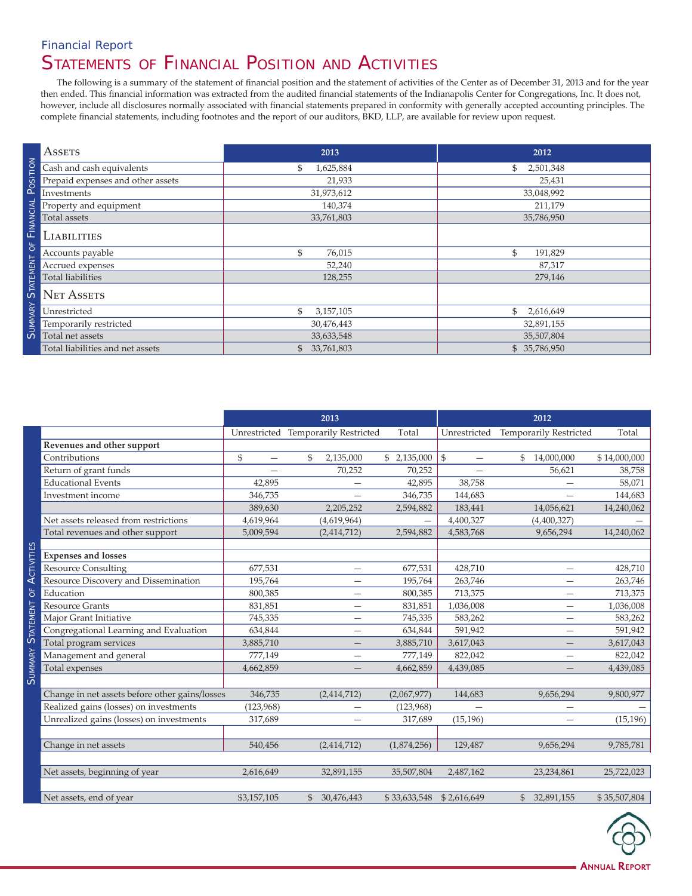Financial Report

# Statements of Financial Position and Activities

The following is a summary of the statement of financial position and the statement of activities of the Center as of December 31, 2013 and for the year then ended. This financial information was extracted from the audited financial statements of the Indianapolis Center for Congregations, Inc. It does not, however, include all disclosures normally associated with financial statements prepared in conformity with generally accepted accounting principles. The complete financial statements, including footnotes and the report of our auditors, BKD, LLP, are available for review upon request.

## Summary Statement of Financial Position

| Assets | 2013 | 2012 |
|---|---|---|
| Cash and cash equivalents | $ 1,625,884 | $ 2,501,348 |
| Prepaid expenses and other assets | 21,933 | 25,431 |
| Investments | 31,973,612 | 33,048,992 |
| Property and equipment | 140,374 | 211,179 |
| Total assets | 33,761,803 | 35,786,950 |
| **Liabilities** | | |
| Accounts payable | $ 76,015 | $ 191,829 |
| Accrued expenses | 52,240 | 87,317 |
| Total liabilities | 128,255 | 279,146 |
| **Net Assets** | | |
| Unrestricted | $ 3,157,105 | $ 2,616,649 |
| Temporarily restricted | 30,476,443 | 32,891,155 |
| Total net assets | 33,633,548 | 35,507,804 |
| Total liabilities and net assets | $ 33,761,803 | $ 35,786,950 |

## Summary Statement of Activities

| | 2013 | | | 2012 | | |
|---|---|---|---|---|---|---|
| | Unrestricted | Temporarily Restricted | Total | Unrestricted | Temporarily Restricted | Total |
| **Revenues and other support** | | | | | | |
| Contributions | $ — | $ 2,135,000 | $ 2,135,000 | $ — | $ 14,000,000 | $ 14,000,000 |
| Return of grant funds | — | 70,252 | 70,252 | — | 56,621 | 38,758 |
| Educational Events | 42,895 | — | 42,895 | 38,758 | — | 58,071 |
| Investment income | 346,735 | — | 346,735 | 144,683 | — | 144,683 |
| | 389,630 | 2,205,252 | 2,594,882 | 183,441 | 14,056,621 | 14,240,062 |
| Net assets released from restrictions | 4,619,964 | (4,619,964) | — | 4,400,327 | (4,400,327) | — |
| Total revenues and other support | 5,009,594 | (2,414,712) | 2,594,882 | 4,583,768 | 9,656,294 | 14,240,062 |
| | | | | | | |
| **Expenses and losses** | | | | | | |
| Resource Consulting | 677,531 | — | 677,531 | 428,710 | — | 428,710 |
| Resource Discovery and Dissemination | 195,764 | — | 195,764 | 263,746 | — | 263,746 |
| Education | 800,385 | — | 800,385 | 713,375 | — | 713,375 |
| Resource Grants | 831,851 | — | 831,851 | 1,036,008 | — | 1,036,008 |
| Major Grant Initiative | 745,335 | — | 745,335 | 583,262 | — | 583,262 |
| Congregational Learning and Evaluation | 634,844 | — | 634,844 | 591,942 | — | 591,942 |
| Total program services | 3,885,710 | — | 3,885,710 | 3,617,043 | — | 3,617,043 |
| Management and general | 777,149 | — | 777,149 | 822,042 | — | 822,042 |
| Total expenses | 4,662,859 | — | 4,662,859 | 4,439,085 | — | 4,439,085 |
| | | | | | | |
| Change in net assets before other gains/losses | 346,735 | (2,414,712) | (2,067,977) | 144,683 | 9,656,294 | 9,800,977 |
| Realized gains (losses) on investments | (123,968) | — | (123,968) | — | — | — |
| Unrealized gains (losses) on investments | 317,689 | — | 317,689 | (15,196) | — | (15,196) |
| | | | | | | |
| Change in net assets | 540,456 | (2,414,712) | (1,874,256) | 129,487 | 9,656,294 | 9,785,781 |
| | | | | | | |
| Net assets, beginning of year | 2,616,649 | 32,891,155 | 35,507,804 | 2,487,162 | 23,234,861 | 25,722,023 |
| | | | | | | |
| Net assets, end of year | $3,157,105 | $ 30,476,443 | $ 33,633,548 | $ 2,616,649 | $ 32,891,155 | $ 35,507,804 |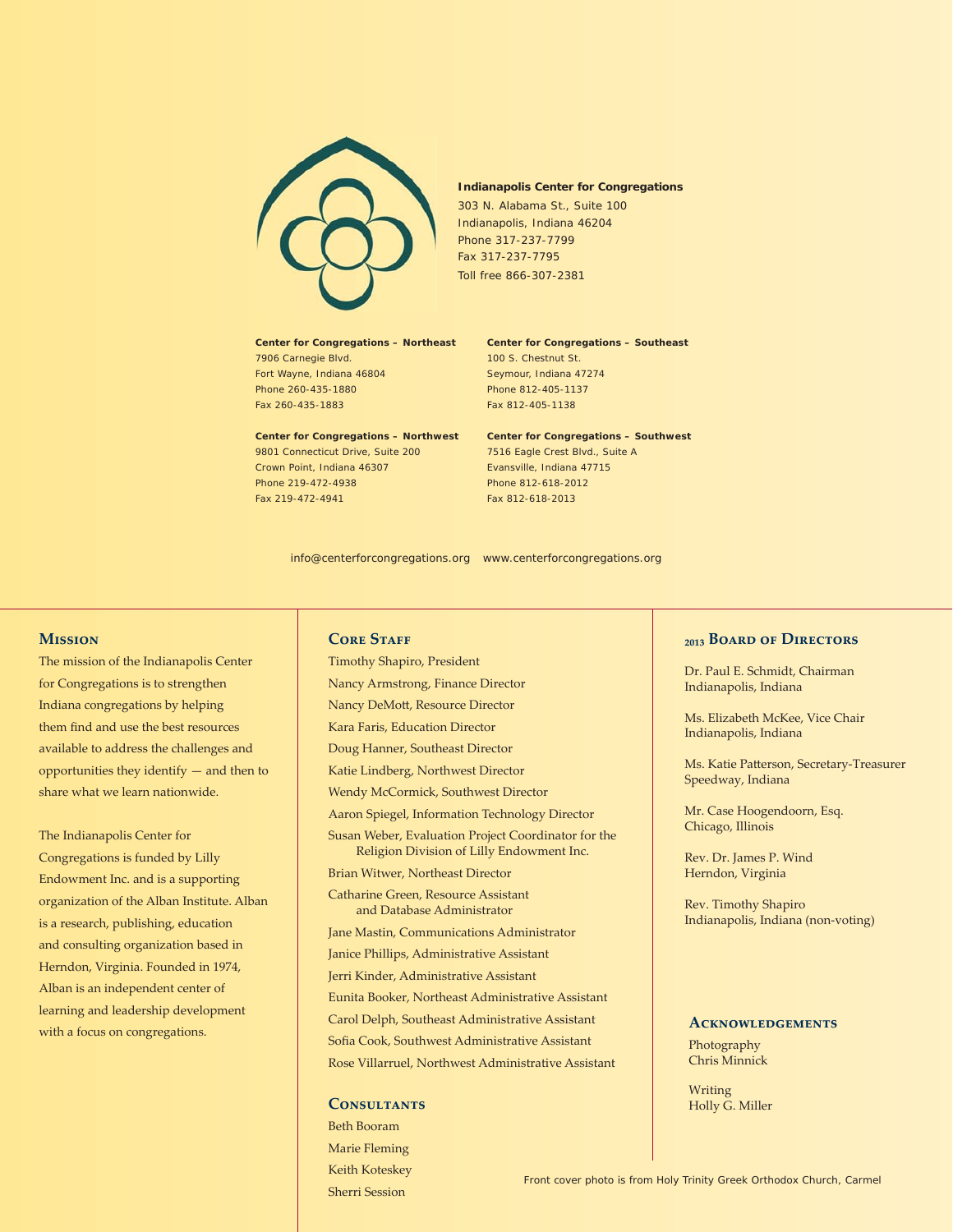**Indianapolis Center for Congregations**
303 N. Alabama St., Suite 100
Indianapolis, Indiana 46204
Phone 317-237-7799
Fax 317-237-7795
Toll free 866-307-2381

**Center for Congregations – Northeast**
7906 Carnegie Blvd.
Fort Wayne, Indiana 46804
Phone 260-435-1880
Fax 260-435-1883

**Center for Congregations – Southeast**
100 S. Chestnut St.
Seymour, Indiana 47274
Phone 812-405-1137
Fax 812-405-1138

**Center for Congregations – Northwest**
9801 Connecticut Drive, Suite 200
Crown Point, Indiana 46307
Phone 219-472-4938
Fax 219-472-4941

**Center for Congregations – Southwest**
7516 Eagle Crest Blvd., Suite A
Evansville, Indiana 47715
Phone 812-618-2012
Fax 812-618-2013

info@centerforcongregations.org www.centerforcongregations.org

## Mission

The mission of the Indianapolis Center for Congregations is to strengthen Indiana congregations by helping them find and use the best resources available to address the challenges and opportunities they identify — and then to share what we learn nationwide.

The Indianapolis Center for Congregations is funded by Lilly Endowment Inc. and is a supporting organization of the Alban Institute. Alban is a research, publishing, education and consulting organization based in Herndon, Virginia. Founded in 1974, Alban is an independent center of learning and leadership development with a focus on congregations.

## Core Staff

Timothy Shapiro, President
Nancy Armstrong, Finance Director
Nancy DeMott, Resource Director
Kara Faris, Education Director
Doug Hanner, Southeast Director
Katie Lindberg, Northwest Director
Wendy McCormick, Southwest Director
Aaron Spiegel, Information Technology Director
Susan Weber, Evaluation Project Coordinator for the Religion Division of Lilly Endowment Inc.
Brian Witwer, Northeast Director
Catharine Green, Resource Assistant and Database Administrator
Jane Mastin, Communications Administrator
Janice Phillips, Administrative Assistant
Jerri Kinder, Administrative Assistant
Eunita Booker, Northeast Administrative Assistant
Carol Delph, Southeast Administrative Assistant
Sofia Cook, Southwest Administrative Assistant
Rose Villarruel, Northwest Administrative Assistant

## Consultants

Beth Booram
Marie Fleming
Keith Koteskey
Sherri Session

## 2013 Board of Directors

Dr. Paul E. Schmidt, Chairman
Indianapolis, Indiana

Ms. Elizabeth McKee, Vice Chair
Indianapolis, Indiana

Ms. Katie Patterson, Secretary-Treasurer
Speedway, Indiana

Mr. Case Hoogendoorn, Esq.
Chicago, Illinois

Rev. Dr. James P. Wind
Herndon, Virginia

Rev. Timothy Shapiro
Indianapolis, Indiana (non-voting)

## Acknowledgements

Photography
Chris Minnick

Writing
Holly G. Miller

Front cover photo is from Holy Trinity Greek Orthodox Church, Carmel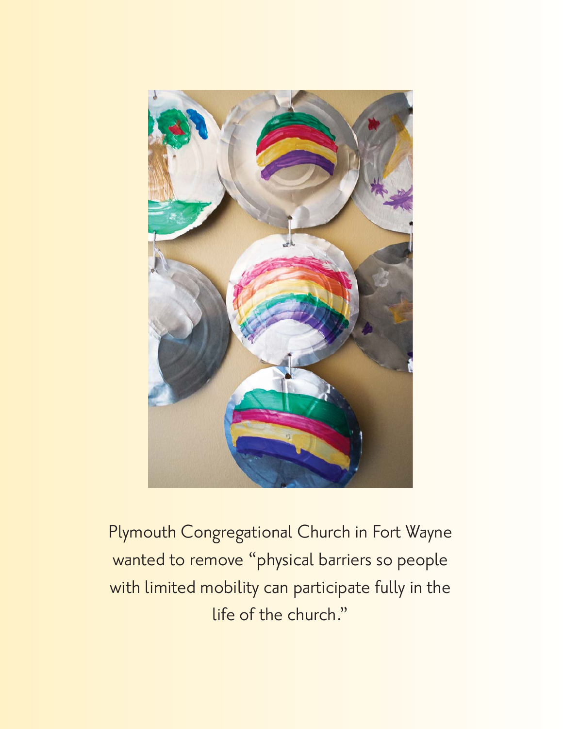Plymouth Congregational Church in Fort Wayne wanted to remove "physical barriers so people with limited mobility can participate fully in the life of the church."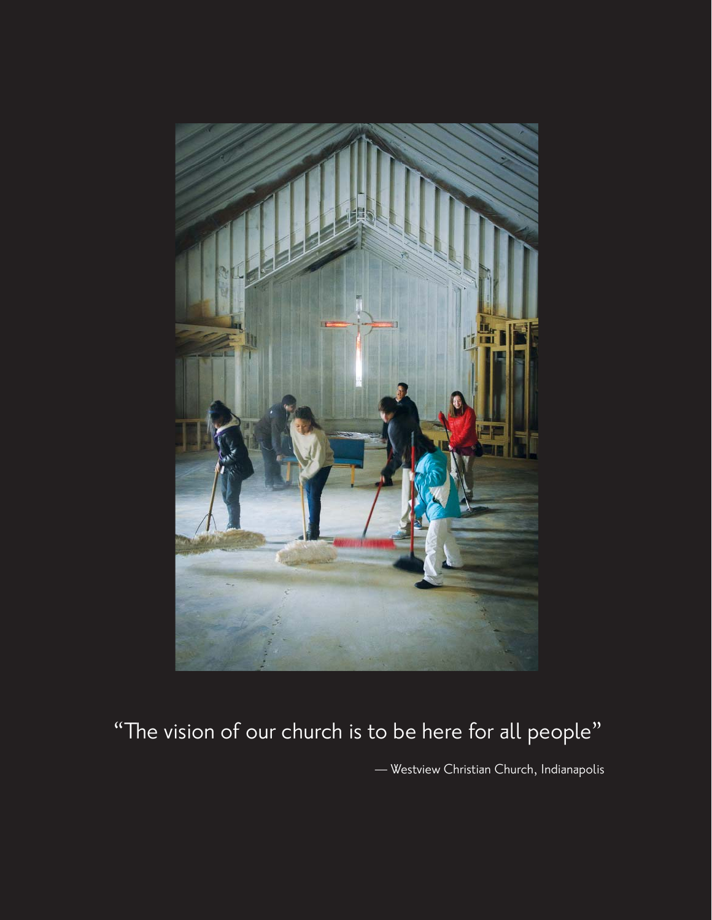"The vision of our church is to be here for all people"

— Westview Christian Church, Indianapolis